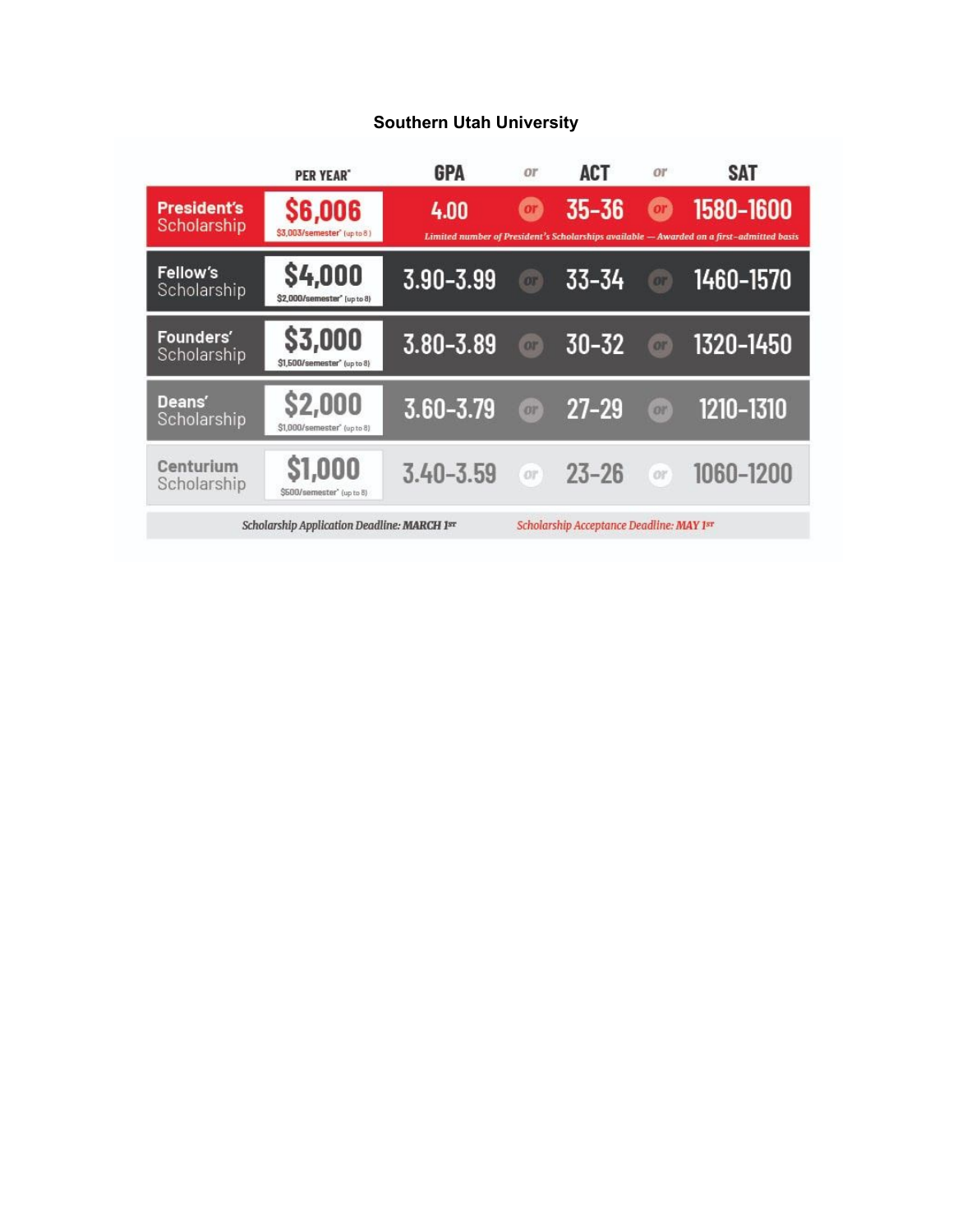# Southern Utah University

| | PER YEAR* | GPA | or | ACT | or | SAT |
|---|---|---|---|---|---|---|
| **President's** Scholarship | **$6,006** $3,003/semester* (up to 8) | 4.00 | or | 35-36 | or | 1580-1600 |
| | | *Limited number of President's Scholarships available — Awarded on a first-admitted basis* | | | | |
| **Fellow's** Scholarship | **$4,000** $2,000/semester* (up to 8) | 3.90-3.99 | or | 33-34 | or | 1460-1570 |
| **Founders'** Scholarship | **$3,000** $1,500/semester* (up to 8) | 3.80-3.89 | or | 30-32 | or | 1320-1450 |
| **Deans'** Scholarship | **$2,000** $1,000/semester* (up to 8) | 3.60-3.79 | or | 27-29 | or | 1210-1310 |
| **Centurium** Scholarship | **$1,000** $500/semester* (up to 8) | 3.40-3.59 | or | 23-26 | or | 1060-1200 |

*Scholarship Application Deadline: MARCH 1ST* *Scholarship Acceptance Deadline: MAY 1ST*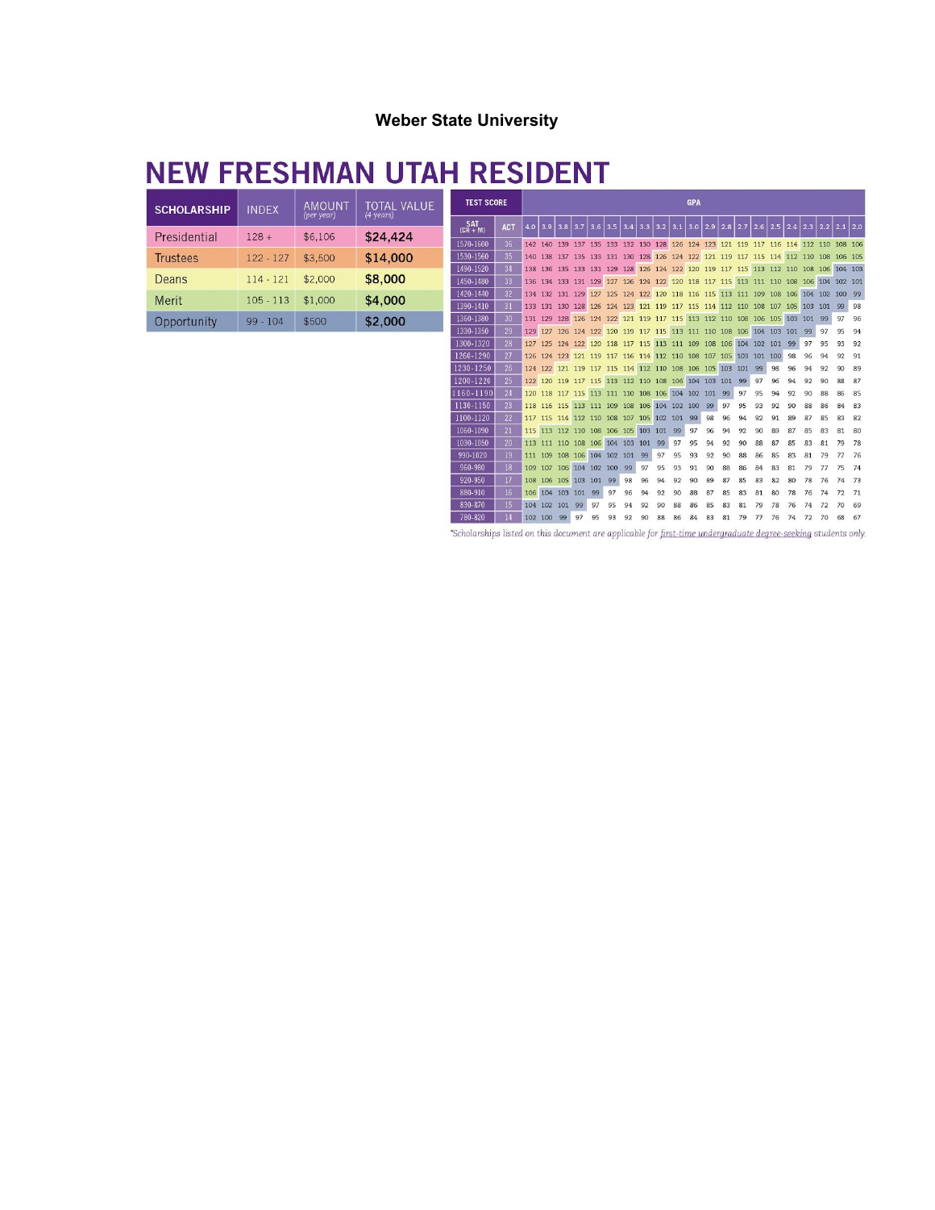**Weber State University**

# NEW FRESHMAN UTAH RESIDENT

| SCHOLARSHIP | INDEX | AMOUNT (per year) | TOTAL VALUE (4 years) |
|---|---|---|---|
| Presidential | 128 + | $6,106 | $24,424 |
| Trustees | 122 - 127 | $3,500 | $14,000 |
| Deans | 114 - 121 | $2,000 | $8,000 |
| Merit | 105 - 113 | $1,000 | $4,000 |
| Opportunity | 99 - 104 | $500 | $2,000 |

| TEST SCORE | | GPA | | | | | | | | | | | | | | | | | | | | |
|---|---|---|---|---|---|---|---|---|---|---|---|---|---|---|---|---|---|---|---|---|---|---|
| SAT (CR + M) | ACT | 4.0 | 3.9 | 3.8 | 3.7 | 3.6 | 3.5 | 3.4 | 3.3 | 3.2 | 3.1 | 3.0 | 2.9 | 2.8 | 2.7 | 2.6 | 2.5 | 2.4 | 2.3 | 2.2 | 2.1 | 2.0 |
| 1570-1600 | 36 | 142 | 140 | 139 | 137 | 135 | 133 | 132 | 130 | 128 | 126 | 124 | 123 | 121 | 119 | 117 | 116 | 114 | 112 | 110 | 108 | 106 |
| 1530-1560 | 35 | 140 | 138 | 137 | 135 | 133 | 131 | 130 | 128 | 126 | 124 | 122 | 121 | 119 | 117 | 115 | 114 | 112 | 110 | 108 | 106 | 105 |
| 1490-1520 | 34 | 138 | 136 | 135 | 133 | 131 | 129 | 128 | 126 | 124 | 122 | 120 | 119 | 117 | 115 | 113 | 112 | 110 | 108 | 106 | 104 | 103 |
| 1450-1480 | 33 | 136 | 134 | 133 | 131 | 129 | 127 | 126 | 124 | 122 | 120 | 118 | 117 | 115 | 113 | 111 | 110 | 108 | 106 | 104 | 102 | 101 |
| 1420-1440 | 32 | 134 | 132 | 131 | 129 | 127 | 125 | 124 | 122 | 120 | 118 | 116 | 115 | 113 | 111 | 109 | 108 | 106 | 104 | 102 | 100 | 99 |
| 1390-1410 | 31 | 133 | 131 | 130 | 128 | 126 | 124 | 123 | 121 | 119 | 117 | 115 | 114 | 112 | 110 | 108 | 107 | 105 | 103 | 101 | 99 | 98 |
| 1360-1380 | 30 | 131 | 129 | 128 | 126 | 124 | 122 | 121 | 119 | 117 | 115 | 113 | 112 | 110 | 108 | 106 | 105 | 103 | 101 | 99 | 97 | 96 |
| 1330-1350 | 29 | 129 | 127 | 126 | 124 | 122 | 120 | 119 | 117 | 115 | 113 | 111 | 110 | 108 | 106 | 104 | 103 | 101 | 99 | 97 | 95 | 94 |
| 1300-1320 | 28 | 127 | 125 | 124 | 122 | 120 | 118 | 117 | 115 | 113 | 111 | 109 | 108 | 106 | 104 | 102 | 101 | 99 | 97 | 95 | 93 | 92 |
| 1260-1290 | 27 | 126 | 124 | 123 | 121 | 119 | 117 | 116 | 114 | 112 | 110 | 108 | 107 | 105 | 103 | 101 | 100 | 98 | 96 | 94 | 92 | 91 |
| 1230-1250 | 26 | 124 | 122 | 121 | 119 | 117 | 115 | 114 | 112 | 110 | 108 | 106 | 105 | 103 | 101 | 99 | 98 | 96 | 94 | 92 | 90 | 89 |
| 1200-1220 | 25 | 122 | 120 | 119 | 117 | 115 | 113 | 112 | 110 | 108 | 106 | 104 | 103 | 101 | 99 | 97 | 96 | 94 | 92 | 90 | 88 | 87 |
| 1160-1190 | 24 | 120 | 118 | 117 | 115 | 113 | 111 | 110 | 108 | 106 | 104 | 102 | 101 | 99 | 97 | 95 | 94 | 92 | 90 | 88 | 86 | 85 |
| 1130-1150 | 23 | 118 | 116 | 115 | 113 | 111 | 109 | 108 | 106 | 104 | 102 | 100 | 99 | 97 | 95 | 93 | 92 | 90 | 88 | 86 | 84 | 83 |
| 1100-1120 | 22 | 117 | 115 | 114 | 112 | 110 | 108 | 107 | 105 | 102 | 101 | 99 | 98 | 96 | 94 | 92 | 91 | 89 | 87 | 85 | 83 | 82 |
| 1060-1090 | 21 | 115 | 113 | 112 | 110 | 108 | 106 | 105 | 103 | 101 | 99 | 97 | 96 | 94 | 92 | 90 | 89 | 87 | 85 | 83 | 81 | 80 |
| 1030-1050 | 20 | 113 | 111 | 110 | 108 | 106 | 104 | 103 | 101 | 99 | 97 | 95 | 94 | 92 | 90 | 88 | 87 | 85 | 83 | 81 | 79 | 78 |
| 990-1020 | 19 | 111 | 109 | 108 | 106 | 104 | 102 | 101 | 99 | 97 | 95 | 93 | 92 | 90 | 88 | 86 | 85 | 83 | 81 | 79 | 77 | 76 |
| 960-980 | 18 | 109 | 107 | 106 | 104 | 102 | 100 | 99 | 97 | 95 | 93 | 91 | 90 | 88 | 86 | 84 | 83 | 81 | 79 | 77 | 75 | 74 |
| 920-950 | 17 | 108 | 106 | 105 | 103 | 101 | 99 | 98 | 96 | 94 | 92 | 90 | 89 | 87 | 85 | 83 | 82 | 80 | 78 | 76 | 74 | 73 |
| 880-910 | 16 | 106 | 104 | 103 | 101 | 99 | 97 | 96 | 94 | 92 | 90 | 88 | 87 | 85 | 83 | 81 | 80 | 78 | 76 | 74 | 72 | 71 |
| 830-870 | 15 | 104 | 102 | 101 | 99 | 97 | 95 | 94 | 92 | 90 | 88 | 86 | 85 | 83 | 81 | 79 | 78 | 76 | 74 | 72 | 70 | 69 |
| 780-820 | 14 | 102 | 100 | 99 | 97 | 95 | 93 | 92 | 90 | 88 | 86 | 84 | 83 | 81 | 79 | 77 | 76 | 74 | 72 | 70 | 68 | 67 |

*Scholarships listed on this document are applicable for first-time undergraduate degree-seeking students only.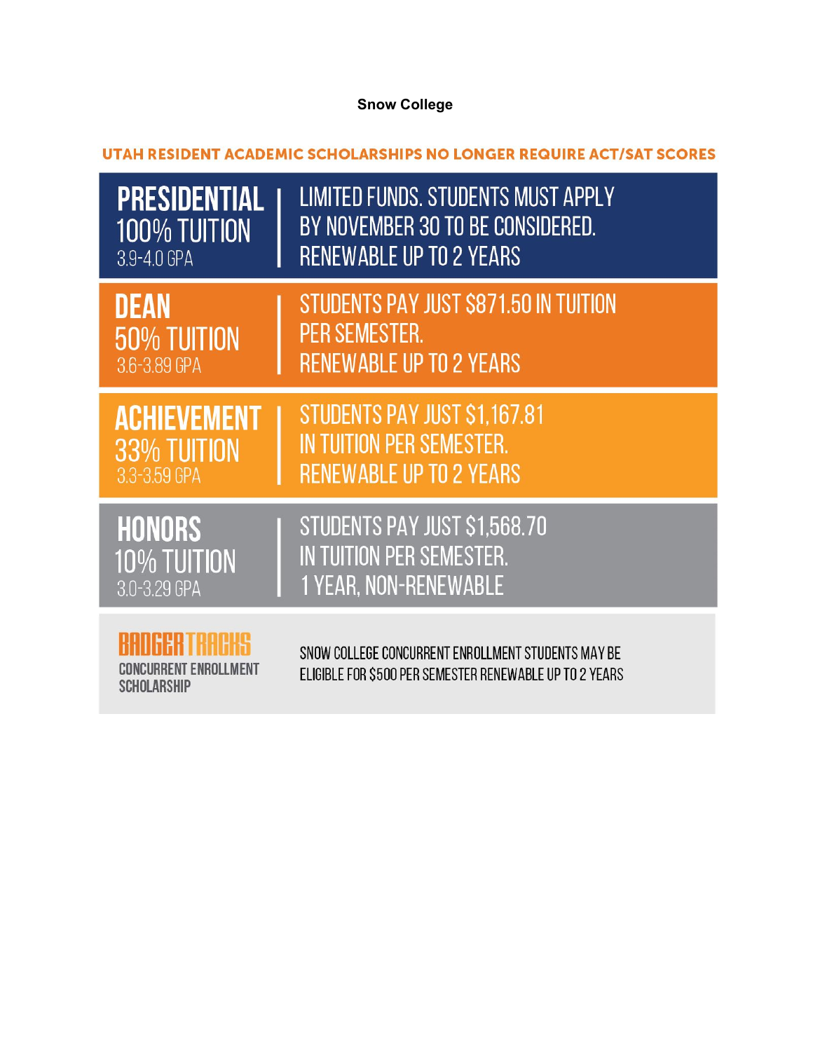**Snow College**

**UTAH RESIDENT ACADEMIC SCHOLARSHIPS NO LONGER REQUIRE ACT/SAT SCORES**

| Scholarship | Details |
| --- | --- |
| **PRESIDENTIAL** 100% TUITION 3.9-4.0 GPA | LIMITED FUNDS. STUDENTS MUST APPLY BY NOVEMBER 30 TO BE CONSIDERED. RENEWABLE UP TO 2 YEARS |
| **DEAN** 50% TUITION 3.6-3.89 GPA | STUDENTS PAY JUST $871.50 IN TUITION PER SEMESTER. RENEWABLE UP TO 2 YEARS |
| **ACHIEVEMENT** 33% TUITION 3.3-3.59 GPA | STUDENTS PAY JUST $1,167.81 IN TUITION PER SEMESTER. RENEWABLE UP TO 2 YEARS |
| **HONORS** 10% TUITION 3.0-3.29 GPA | STUDENTS PAY JUST $1,568.70 IN TUITION PER SEMESTER. 1 YEAR, NON-RENEWABLE |
| **BADGER TRACKS** CONCURRENT ENROLLMENT SCHOLARSHIP | SNOW COLLEGE CONCURRENT ENROLLMENT STUDENTS MAY BE ELIGIBLE FOR $500 PER SEMESTER RENEWABLE UP TO 2 YEARS |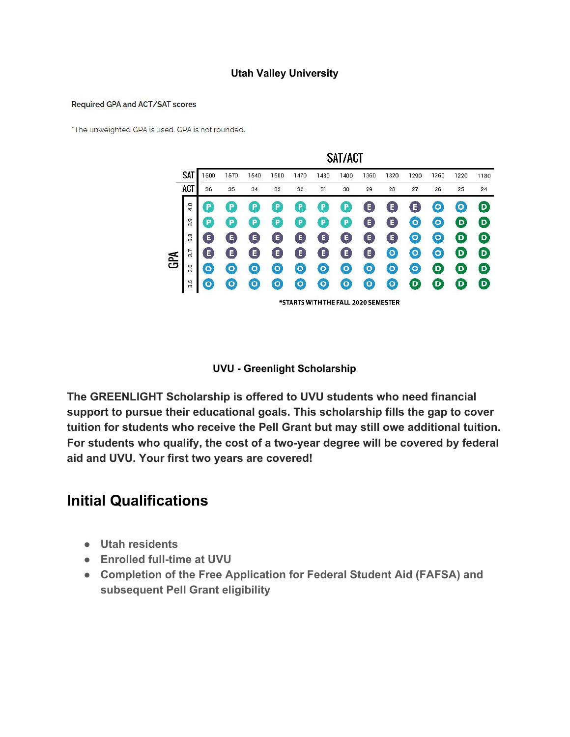**Utah Valley University**

Required GPA and ACT/SAT scores

*The unweighted GPA is used. GPA is not rounded.

SAT/ACT

| GPA | SAT 1600 / ACT 36 | SAT 1570 / ACT 35 | SAT 1540 / ACT 34 | SAT 1500 / ACT 33 | SAT 1470 / ACT 32 | SAT 1430 / ACT 31 | SAT 1400 / ACT 30 | SAT 1360 / ACT 29 | SAT 1320 / ACT 28 | SAT 1290 / ACT 27 | SAT 1260 / ACT 26 | SAT 1220 / ACT 25 | SAT 1180 / ACT 24 |
|---|---|---|---|---|---|---|---|---|---|---|---|---|---|
| 4.0 | P | P | P | P | P | P | P | E | E | E | O | O | D |
| 3.9 | P | P | P | P | P | P | P | E | E | O | O | D | D |
| 3.8 | E | E | E | E | E | E | E | E | E | O | O | D | D |
| 3.7 | E | E | E | E | E | E | E | E | O | O | O | D | D |
| 3.6 | O | O | O | O | O | O | O | O | O | O | D | D | D |
| 3.5 | O | O | O | O | O | O | O | O | O | D | D | D | D |

*STARTS WITH THE FALL 2020 SEMESTER

**UVU - Greenlight Scholarship**

**The GREENLIGHT Scholarship is offered to UVU students who need financial support to pursue their educational goals. This scholarship fills the gap to cover tuition for students who receive the Pell Grant but may still owe additional tuition. For students who qualify, the cost of a two-year degree will be covered by federal aid and UVU. Your first two years are covered!**

## Initial Qualifications

- **Utah residents**
- **Enrolled full-time at UVU**
- **Completion of the Free Application for Federal Student Aid (FAFSA) and subsequent Pell Grant eligibility**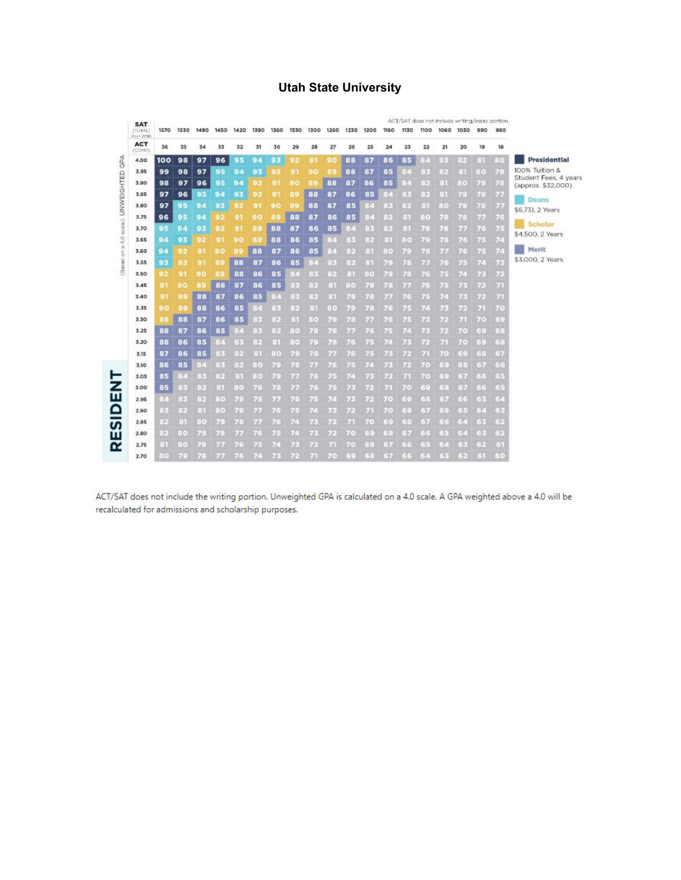# Utah State University

ACT/SAT does not include writing/essay portion.

| SAT (TOTAL) Post 2016 | 1570 | 1530 | 1490 | 1450 | 1420 | 1390 | 1360 | 1330 | 1300 | 1260 | 1230 | 1200 | 1160 | 1130 | 1100 | 1060 | 1030 | 990 | 960 |
|---|---|---|---|---|---|---|---|---|---|---|---|---|---|---|---|---|---|---|---|
| **ACT (COMP)** | 36 | 35 | 34 | 33 | 32 | 31 | 30 | 29 | 28 | 27 | 26 | 25 | 24 | 23 | 22 | 21 | 20 | 19 | 18 |
| 4.00 | 100 | 98 | 97 | 96 | 95 | 94 | 93 | 92 | 91 | 90 | 88 | 87 | 86 | 85 | 84 | 83 | 82 | 81 | 80 |
| 3.95 | 99 | 98 | 97 | 95 | 94 | 93 | 92 | 91 | 90 | 89 | 88 | 87 | 85 | 84 | 83 | 82 | 81 | 80 | 79 |
| 3.90 | 98 | 97 | 96 | 95 | 94 | 92 | 91 | 90 | 89 | 88 | 87 | 86 | 85 | 84 | 82 | 81 | 80 | 79 | 78 |
| 3.85 | 97 | 96 | 95 | 94 | 93 | 92 | 91 | 89 | 88 | 87 | 86 | 85 | 84 | 83 | 82 | 81 | 79 | 78 | 77 |
| 3.80 | 97 | 95 | 94 | 93 | 92 | 91 | 90 | 89 | 88 | 87 | 85 | 84 | 83 | 82 | 81 | 80 | 79 | 78 | 77 |
| 3.75 | 96 | 95 | 94 | 92 | 91 | 90 | 89 | 88 | 87 | 86 | 85 | 84 | 82 | 81 | 80 | 79 | 78 | 77 | 76 |
| 3.70 | 95 | 94 | 93 | 92 | 91 | 89 | 88 | 87 | 86 | 85 | 84 | 83 | 82 | 81 | 79 | 78 | 77 | 76 | 75 |
| 3.65 | 94 | 93 | 92 | 91 | 90 | 89 | 88 | 86 | 85 | 84 | 83 | 82 | 81 | 80 | 79 | 78 | 76 | 75 | 74 |
| 3.60 | 94 | 92 | 91 | 90 | 89 | 88 | 87 | 86 | 85 | 84 | 82 | 81 | 80 | 79 | 78 | 77 | 76 | 75 | 74 |
| 3.55 | 93 | 92 | 91 | 89 | 88 | 87 | 86 | 85 | 84 | 83 | 82 | 81 | 79 | 78 | 77 | 76 | 75 | 74 | 73 |
| 3.50 | 92 | 91 | 90 | 89 | 88 | 86 | 85 | 84 | 83 | 82 | 81 | 80 | 79 | 78 | 76 | 75 | 74 | 73 | 72 |
| 3.45 | 91 | 90 | 89 | 88 | 87 | 86 | 85 | 83 | 82 | 81 | 80 | 79 | 78 | 77 | 76 | 75 | 73 | 72 | 71 |
| 3.40 | 91 | 89 | 88 | 87 | 86 | 85 | 84 | 83 | 82 | 81 | 79 | 78 | 77 | 76 | 75 | 74 | 73 | 72 | 71 |
| 3.35 | 90 | 89 | 88 | 86 | 85 | 84 | 83 | 82 | 81 | 80 | 79 | 78 | 76 | 75 | 74 | 73 | 72 | 71 | 70 |
| 3.30 | 89 | 88 | 87 | 86 | 85 | 83 | 82 | 81 | 80 | 79 | 78 | 77 | 76 | 75 | 73 | 72 | 71 | 70 | 69 |
| 3.25 | 88 | 87 | 86 | 85 | 84 | 83 | 82 | 80 | 79 | 78 | 77 | 76 | 75 | 74 | 73 | 72 | 70 | 69 | 68 |
| 3.20 | 88 | 86 | 85 | 84 | 83 | 82 | 81 | 80 | 79 | 78 | 76 | 75 | 74 | 73 | 72 | 71 | 70 | 69 | 68 |
| 3.15 | 87 | 86 | 85 | 83 | 82 | 81 | 80 | 79 | 78 | 77 | 76 | 75 | 73 | 72 | 71 | 70 | 69 | 68 | 67 |
| 3.10 | 86 | 85 | 84 | 83 | 82 | 80 | 79 | 78 | 77 | 76 | 75 | 74 | 73 | 72 | 70 | 69 | 68 | 67 | 66 |
| 3.05 | 85 | 84 | 83 | 82 | 81 | 80 | 79 | 77 | 76 | 75 | 74 | 73 | 72 | 71 | 70 | 69 | 67 | 66 | 65 |
| 3.00 | 85 | 83 | 82 | 81 | 80 | 79 | 78 | 77 | 76 | 75 | 73 | 72 | 71 | 70 | 69 | 68 | 67 | 66 | 65 |
| 2.95 | 84 | 83 | 82 | 80 | 79 | 78 | 77 | 76 | 75 | 74 | 73 | 72 | 70 | 69 | 68 | 67 | 66 | 65 | 64 |
| 2.90 | 83 | 82 | 81 | 80 | 79 | 77 | 76 | 75 | 74 | 73 | 72 | 71 | 70 | 69 | 67 | 66 | 65 | 64 | 63 |
| 2.85 | 82 | 81 | 80 | 79 | 78 | 77 | 76 | 74 | 73 | 72 | 71 | 70 | 69 | 68 | 67 | 66 | 64 | 63 | 62 |
| 2.80 | 82 | 80 | 79 | 78 | 77 | 76 | 75 | 74 | 73 | 72 | 70 | 69 | 68 | 67 | 66 | 65 | 64 | 63 | 62 |
| 2.75 | 81 | 80 | 79 | 77 | 76 | 75 | 74 | 73 | 72 | 71 | 70 | 69 | 67 | 66 | 65 | 64 | 63 | 62 | 61 |
| 2.70 | 80 | 79 | 78 | 77 | 76 | 74 | 73 | 72 | 71 | 70 | 69 | 68 | 67 | 66 | 64 | 63 | 62 | 61 | 60 |

UNWEIGHTED GPA (Based on a 4.0 scale)

**RESIDENT**

- **Presidential** — 100% Tuition & Student Fees, 4 years (approx. $32,000)
- **Deans** — $6,731, 2 Years
- **Scholar** — $4,500, 2 Years
- **Merit** — $3,000, 2 Years

ACT/SAT does not include the writing portion. Unweighted GPA is calculated on a 4.0 scale. A GPA weighted above a 4.0 will be recalculated for admissions and scholarship purposes.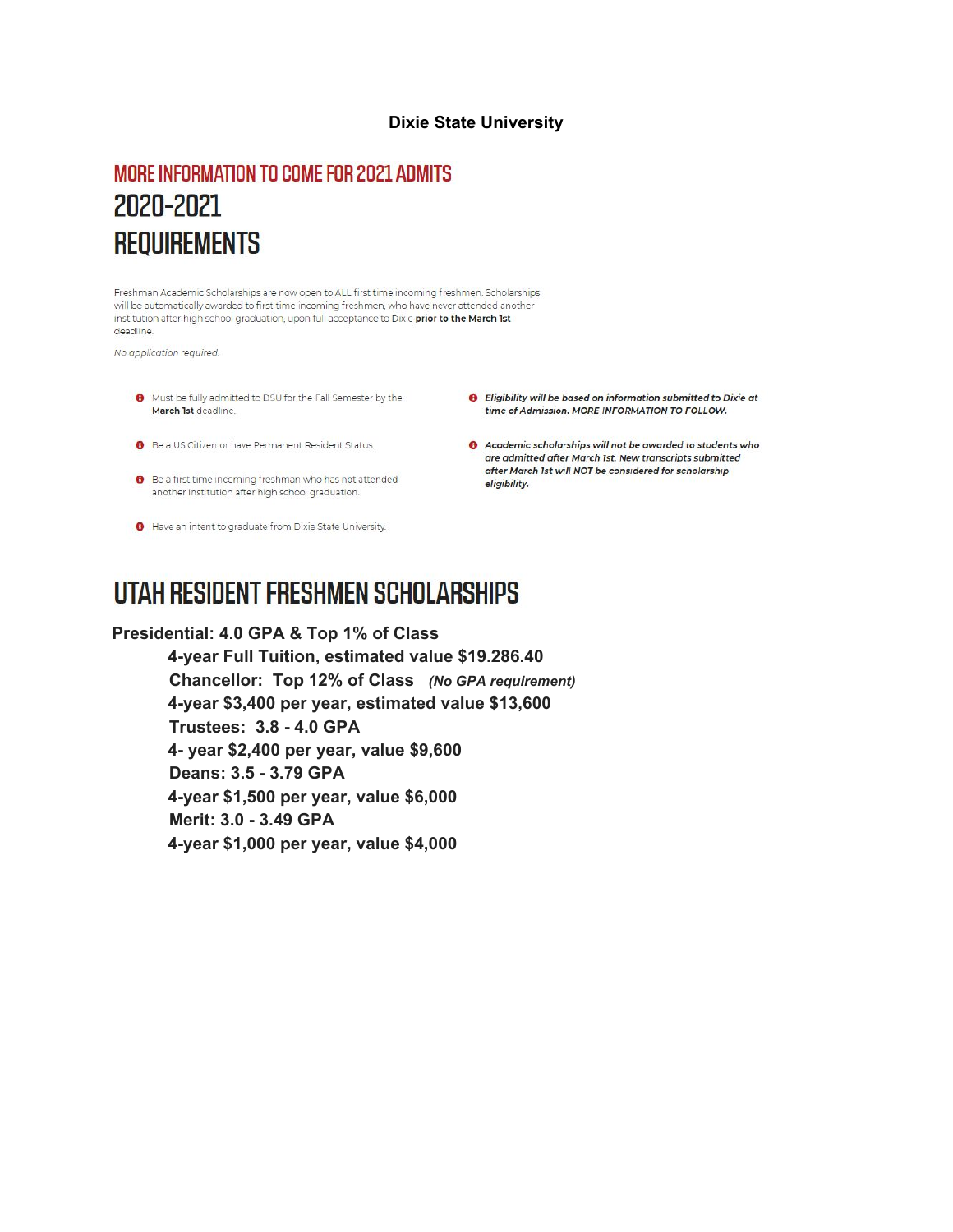**Dixie State University**

## MORE INFORMATION TO COME FOR 2021 ADMITS

# 2020-2021 REQUIREMENTS

Freshman Academic Scholarships are now open to ALL first time incoming freshmen. Scholarships will be automatically awarded to first time incoming freshmen, who have never attended another institution after high school graduation, upon full acceptance to Dixie **prior to the March 1st** deadline.

*No application required.*

- Must be fully admitted to DSU for the Fall Semester by the **March 1st** deadline.
- Be a US Citizen or have Permanent Resident Status.
- Be a first time incoming freshman who has not attended another institution after high school graduation.
- Have an intent to graduate from Dixie State University.
- ***Eligibility will be based on information submitted to Dixie at time of Admission. MORE INFORMATION TO FOLLOW.***
- ***Academic scholarships will not be awarded to students who are admitted after March 1st. New transcripts submitted after March 1st will NOT be considered for scholarship eligibility.***

# UTAH RESIDENT FRESHMEN SCHOLARSHIPS

**Presidential: 4.0 GPA & Top 1% of Class**

**4-year Full Tuition, estimated value $19.286.40**

**Chancellor: Top 12% of Class** ***(No GPA requirement)***

**4-year $3,400 per year, estimated value $13,600**

**Trustees: 3.8 - 4.0 GPA**

**4- year $2,400 per year, value $9,600**

**Deans: 3.5 - 3.79 GPA**

**4-year $1,500 per year, value $6,000**

**Merit: 3.0 - 3.49 GPA**

**4-year $1,000 per year, value $4,000**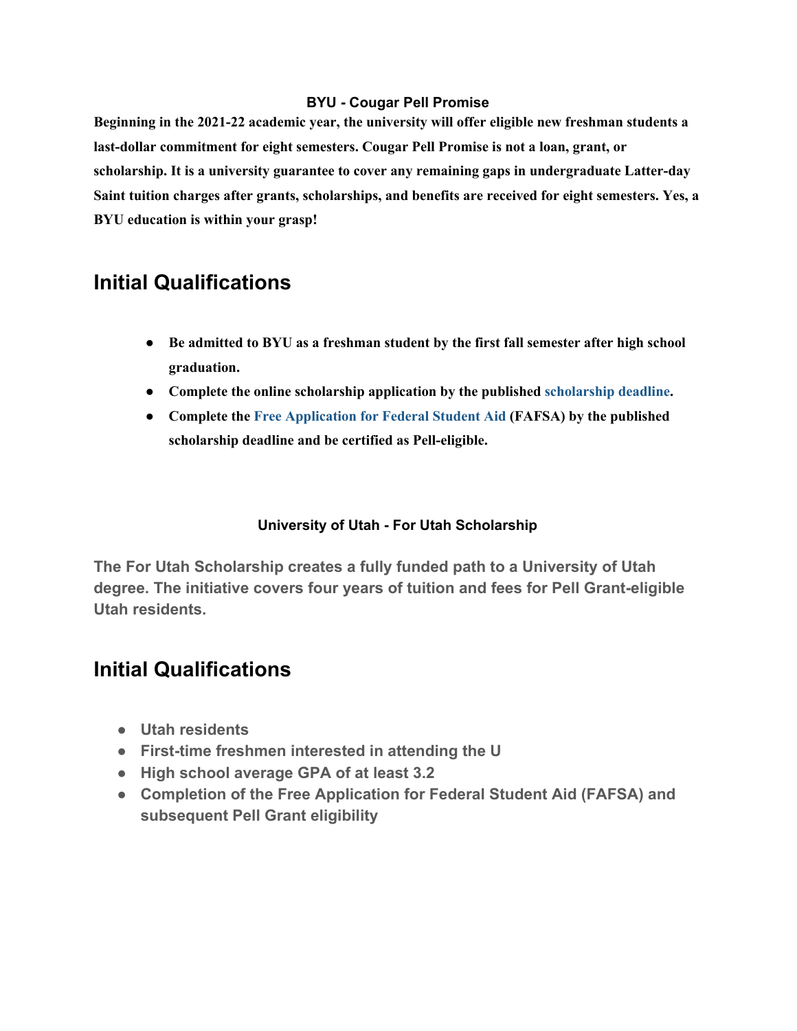**BYU - Cougar Pell Promise**

**Beginning in the 2021-22 academic year, the university will offer eligible new freshman students a last-dollar commitment for eight semesters. Cougar Pell Promise is not a loan, grant, or scholarship. It is a university guarantee to cover any remaining gaps in undergraduate Latter-day Saint tuition charges after grants, scholarships, and benefits are received for eight semesters. Yes, a BYU education is within your grasp!**

# Initial Qualifications

- **Be admitted to BYU as a freshman student by the first fall semester after high school graduation.**
- **Complete the online scholarship application by the published scholarship deadline.**
- **Complete the Free Application for Federal Student Aid (FAFSA) by the published scholarship deadline and be certified as Pell-eligible.**

**University of Utah - For Utah Scholarship**

**The For Utah Scholarship creates a fully funded path to a University of Utah degree. The initiative covers four years of tuition and fees for Pell Grant-eligible Utah residents.**

# Initial Qualifications

- **Utah residents**
- **First-time freshmen interested in attending the U**
- **High school average GPA of at least 3.2**
- **Completion of the Free Application for Federal Student Aid (FAFSA) and subsequent Pell Grant eligibility**